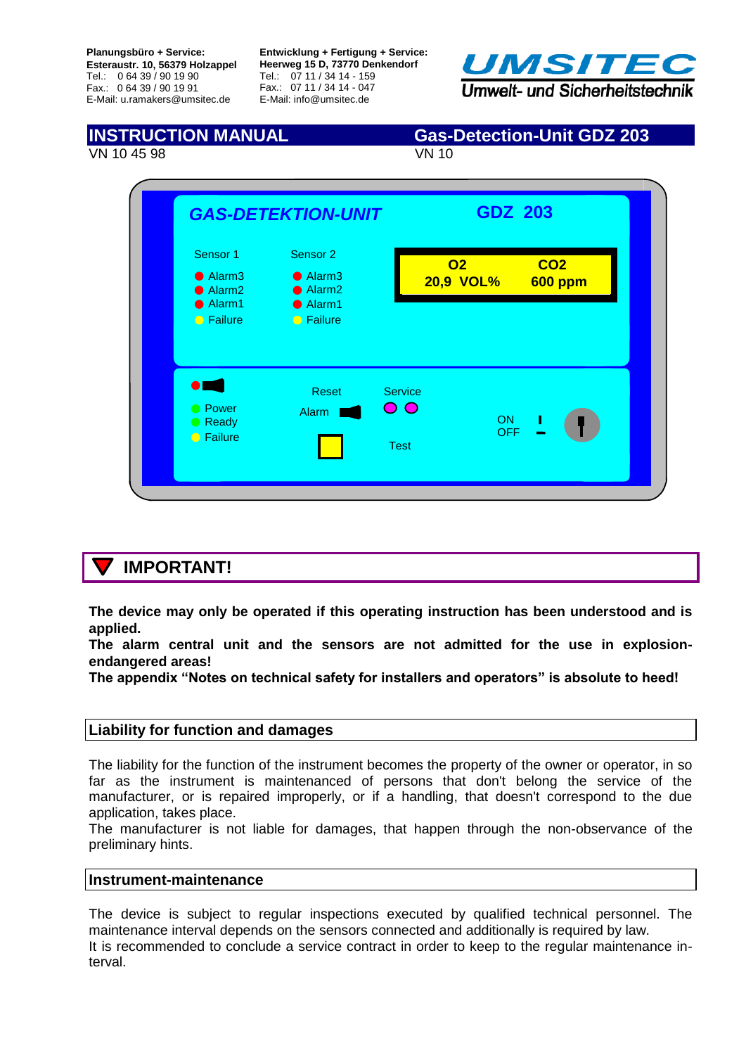**Planungsbüro + Service:**
**Esteraustr. 10, 56379 Holzappel**
Tel.: 0 64 39 / 90 19 90
Fax.: 0 64 39 / 90 19 91
E-Mail: u.ramakers@umsitec.de

**Entwicklung + Fertigung + Service:**
**Heerweg 15 D, 73770 Denkendorf**
Tel.: 07 11 / 34 14 - 159
Fax.: 07 11 / 34 14 - 047
E-Mail: info@umsitec.de

**UMSITEC**
**Umwelt- und Sicherheitstechnik**

# INSTRUCTION MANUAL — Gas-Detection-Unit GDZ 203

VN 10 45 98 VN 10

GAS-DETEKTION-UNIT GDZ 203

| Sensor 1 | Sensor 2 |
|---|---|
| Alarm3 | Alarm3 |
| Alarm2 | Alarm2 |
| Alarm1 | Alarm1 |
| Failure | Failure |

| O2 | CO2 |
|---|---|
| 20,9 VOL% | 600 ppm |

Power
Ready
Failure

Reset
Alarm

Service
Test

ON
OFF

## IMPORTANT!

**The device may only be operated if this operating instruction has been understood and is applied.**
**The alarm central unit and the sensors are not admitted for the use in explosion-endangered areas!**
**The appendix "Notes on technical safety for installers and operators" is absolute to heed!**

## Liability for function and damages

The liability for the function of the instrument becomes the property of the owner or operator, in so far as the instrument is maintenanced of persons that don't belong the service of the manufacturer, or is repaired improperly, or if a handling, that doesn't correspond to the due application, takes place.
The manufacturer is not liable for damages, that happen through the non-observance of the preliminary hints.

## Instrument-maintenance

The device is subject to regular inspections executed by qualified technical personnel. The maintenance interval depends on the sensors connected and additionally is required by law.
It is recommended to conclude a service contract in order to keep to the regular maintenance interval.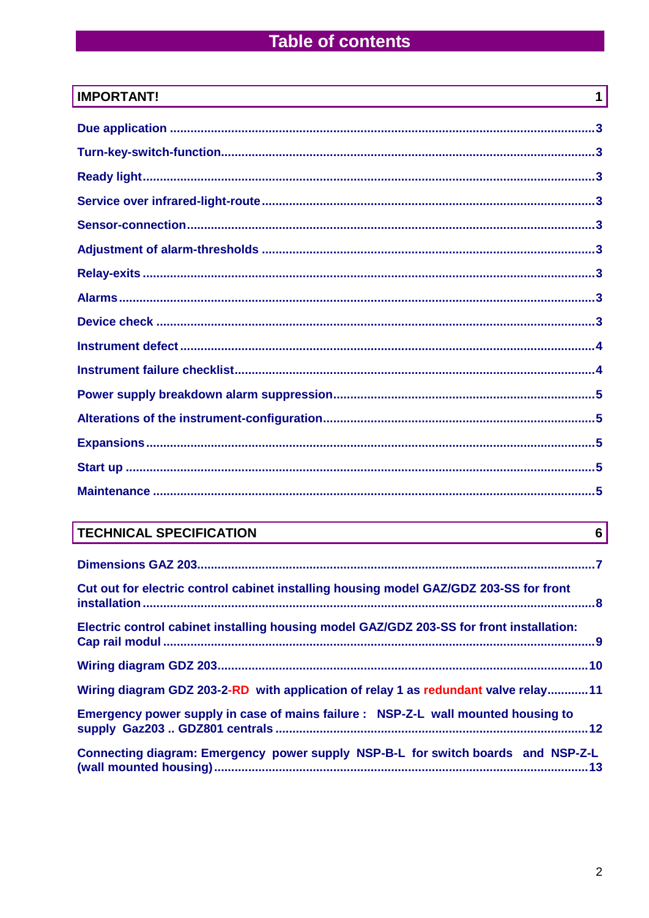# Table of contents

| IMPORTANT! | 1 |
|---|---|

Due application ....................................................................................................3

Turn-key-switch-function........................................................................................3

Ready light............................................................................................................3

Service over infrared-light-route..............................................................................3

Sensor-connection.................................................................................................3

Adjustment of alarm-thresholds ..............................................................................3

Relay-exits ...........................................................................................................3

Alarms..................................................................................................................3

Device check ........................................................................................................3

Instrument defect...................................................................................................4

Instrument failure checklist.....................................................................................4

Power supply breakdown alarm suppression............................................................5

Alterations of the instrument-configuration...............................................................5

Expansions............................................................................................................5

Start up ................................................................................................................5

Maintenance .........................................................................................................5

| TECHNICAL SPECIFICATION | 6 |
|---|---|

Dimensions GAZ 203..............................................................................................7

Cut out for electric control cabinet installing housing model GAZ/GDZ 203-SS for front installation ..............................................................................................................8

Electric control cabinet installing housing model GAZ/GDZ 203-SS for front installation: Cap rail modul ........................................................................................................9

Wiring diagram GDZ 203.........................................................................................10

Wiring diagram GDZ 203-2-RD with application of relay 1 as redundant valve relay...........11

Emergency power supply in case of mains failure : NSP-Z-L wall mounted housing to supply Gaz203 .. GDZ801 centrals ...........................................................................12

Connecting diagram: Emergency power supply NSP-B-L for switch boards and NSP-Z-L (wall mounted housing)............................................................................................13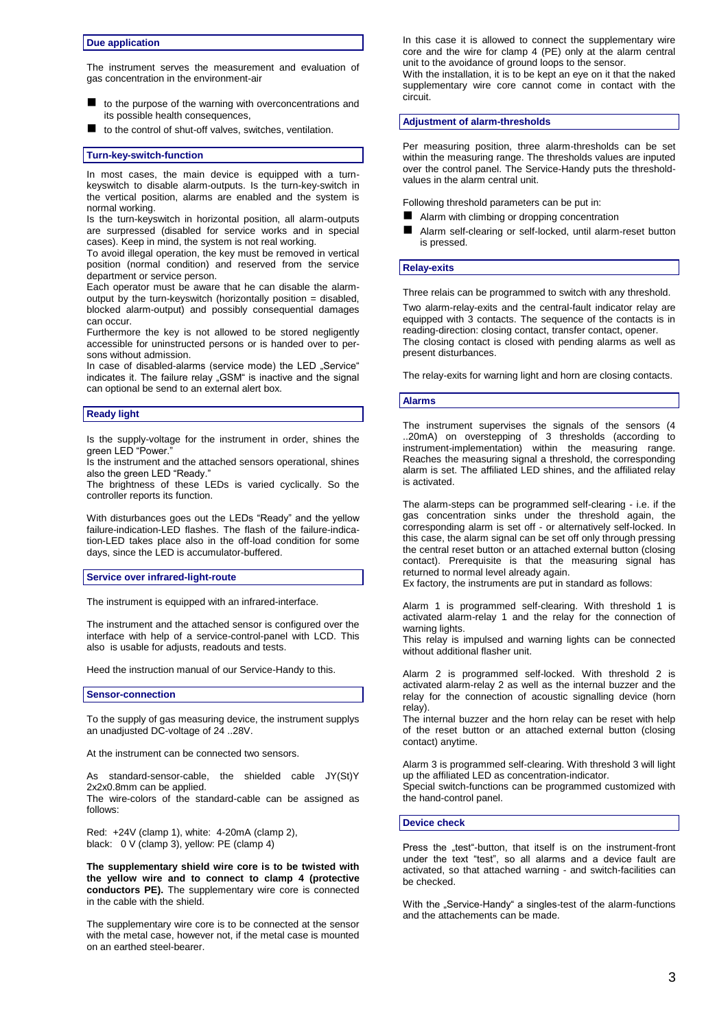## Due application

The instrument serves the measurement and evaluation of gas concentration in the environment-air

- to the purpose of the warning with overconcentrations and its possible health consequences,
- to the control of shut-off valves, switches, ventilation.

## Turn-key-switch-function

In most cases, the main device is equipped with a turn-keyswitch to disable alarm-outputs. Is the turn-key-switch in the vertical position, alarms are enabled and the system is normal working.
Is the turn-keyswitch in horizontal position, all alarm-outputs are surpressed (disabled for service works and in special cases). Keep in mind, the system is not real working.
To avoid illegal operation, the key must be removed in vertical position (normal condition) and reserved from the service department or service person.
Each operator must be aware that he can disable the alarm-output by the turn-keyswitch (horizontally position = disabled, blocked alarm-output) and possibly consequential damages can occur.
Furthermore the key is not allowed to be stored negligently accessible for uninstructed persons or is handed over to persons without admission.
In case of disabled-alarms (service mode) the LED „Service" indicates it. The failure relay „GSM" is inactive and the signal can optional be send to an external alert box.

## Ready light

Is the supply-voltage for the instrument in order, shines the green LED "Power."
Is the instrument and the attached sensors operational, shines also the green LED "Ready."
The brightness of these LEDs is varied cyclically. So the controller reports its function.

With disturbances goes out the LEDs "Ready" and the yellow failure-indication-LED flashes. The flash of the failure-indication-LED takes place also in the off-load condition for some days, since the LED is accumulator-buffered.

## Service over infrared-light-route

The instrument is equipped with an infrared-interface.

The instrument and the attached sensor is configured over the interface with help of a service-control-panel with LCD. This also is usable for adjusts, readouts and tests.

Heed the instruction manual of our Service-Handy to this.

## Sensor-connection

To the supply of gas measuring device, the instrument supplys an unadjusted DC-voltage of 24 ..28V.

At the instrument can be connected two sensors.

As standard-sensor-cable, the shielded cable JY(St)Y 2x2x0.8mm can be applied.
The wire-colors of the standard-cable can be assigned as follows:

Red: +24V (clamp 1), white: 4-20mA (clamp 2),
black: 0 V (clamp 3), yellow: PE (clamp 4)

**The supplementary shield wire core is to be twisted with the yellow wire and to connect to clamp 4 (protective conductors PE).** The supplementary wire core is connected in the cable with the shield.

The supplementary wire core is to be connected at the sensor with the metal case, however not, if the metal case is mounted on an earthed steel-bearer.

In this case it is allowed to connect the supplementary wire core and the wire for clamp 4 (PE) only at the alarm central unit to the avoidance of ground loops to the sensor.
With the installation, it is to be kept an eye on it that the naked supplementary wire core cannot come in contact with the circuit.

## Adjustment of alarm-thresholds

Per measuring position, three alarm-thresholds can be set within the measuring range. The thresholds values are inputed over the control panel. The Service-Handy puts the threshold-values in the alarm central unit.

Following threshold parameters can be put in:

- Alarm with climbing or dropping concentration
- Alarm self-clearing or self-locked, until alarm-reset button is pressed.

## Relay-exits

Three relais can be programmed to switch with any threshold.

Two alarm-relay-exits and the central-fault indicator relay are equipped with 3 contacts. The sequence of the contacts is in reading-direction: closing contact, transfer contact, opener.
The closing contact is closed with pending alarms as well as present disturbances.

The relay-exits for warning light and horn are closing contacts.

## Alarms

The instrument supervises the signals of the sensors (4 ..20mA) on overstepping of 3 thresholds (according to instrument-implementation) within the measuring range. Reaches the measuring signal a threshold, the corresponding alarm is set. The affiliated LED shines, and the affiliated relay is activated.

The alarm-steps can be programmed self-clearing - i.e. if the gas concentration sinks under the threshold again, the corresponding alarm is set off - or alternatively self-locked. In this case, the alarm signal can be set off only through pressing the central reset button or an attached external button (closing contact). Prerequisite is that the measuring signal has returned to normal level already again.
Ex factory, the instruments are put in standard as follows:

Alarm 1 is programmed self-clearing. With threshold 1 is activated alarm-relay 1 and the relay for the connection of warning lights.
This relay is impulsed and warning lights can be connected without additional flasher unit.

Alarm 2 is programmed self-locked. With threshold 2 is activated alarm-relay 2 as well as the internal buzzer and the relay for the connection of acoustic signalling device (horn relay).
The internal buzzer and the horn relay can be reset with help of the reset button or an attached external button (closing contact) anytime.

Alarm 3 is programmed self-clearing. With threshold 3 will light up the affiliated LED as concentration-indicator.
Special switch-functions can be programmed customized with the hand-control panel.

## Device check

Press the „test"-button, that itself is on the instrument-front under the text "test", so all alarms and a device fault are activated, so that attached warning - and switch-facilities can be checked.

With the „Service-Handy" a singles-test of the alarm-functions and the attachements can be made.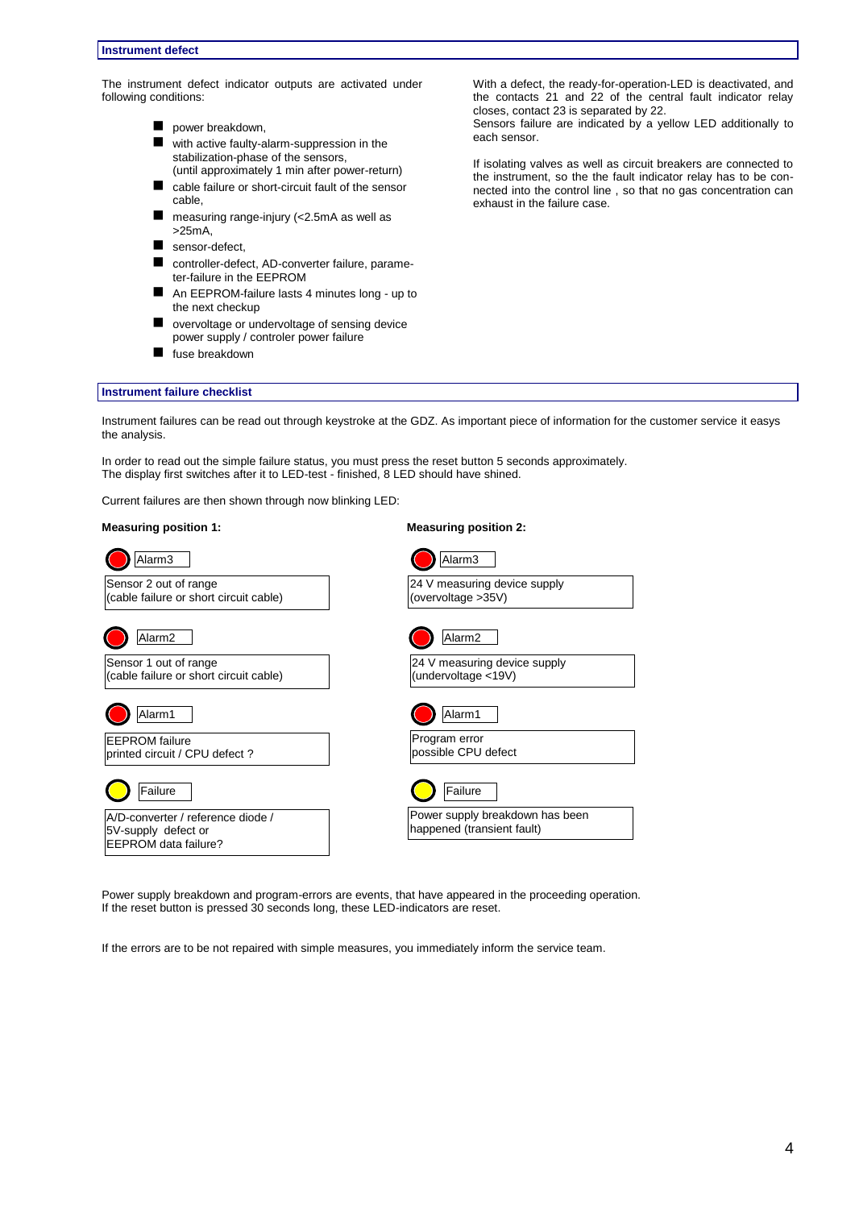## Instrument defect

The instrument defect indicator outputs are activated under following conditions:

- power breakdown,
- with active faulty-alarm-suppression in the stabilization-phase of the sensors, (until approximately 1 min after power-return)
- cable failure or short-circuit fault of the sensor cable,
- measuring range-injury (<2.5mA as well as >25mA,
- sensor-defect,
- controller-defect, AD-converter failure, parameter-failure in the EEPROM
- An EEPROM-failure lasts 4 minutes long - up to the next checkup
- overvoltage or undervoltage of sensing device power supply / controler power failure
- fuse breakdown

With a defect, the ready-for-operation-LED is deactivated, and the contacts 21 and 22 of the central fault indicator relay closes, contact 23 is separated by 22.
Sensors failure are indicated by a yellow LED additionally to each sensor.

If isolating valves as well as circuit breakers are connected to the instrument, so the the fault indicator relay has to be connected into the control line , so that no gas concentration can exhaust in the failure case.

## Instrument failure checklist

Instrument failures can be read out through keystroke at the GDZ. As important piece of information for the customer service it easys the analysis.

In order to read out the simple failure status, you must press the reset button 5 seconds approximately.
The display first switches after it to LED-test - finished, 8 LED should have shined.

Current failures are then shown through now blinking LED:

| LED | Measuring position 1: | Measuring position 2: |
|---|---|---|
| Alarm3 (red) | Sensor 2 out of range (cable failure or short circuit cable) | 24 V measuring device supply (overvoltage >35V) |
| Alarm2 (red) | Sensor 1 out of range (cable failure or short circuit cable) | 24 V measuring device supply (undervoltage <19V) |
| Alarm1 (red) | EEPROM failure printed circuit / CPU defect ? | Program error possible CPU defect |
| Failure (yellow) | A/D-converter / reference diode / 5V-supply defect or EEPROM data failure? | Power supply breakdown has been happened (transient fault) |

Power supply breakdown and program-errors are events, that have appeared in the proceeding operation.
If the reset button is pressed 30 seconds long, these LED-indicators are reset.

If the errors are to be not repaired with simple measures, you immediately inform the service team.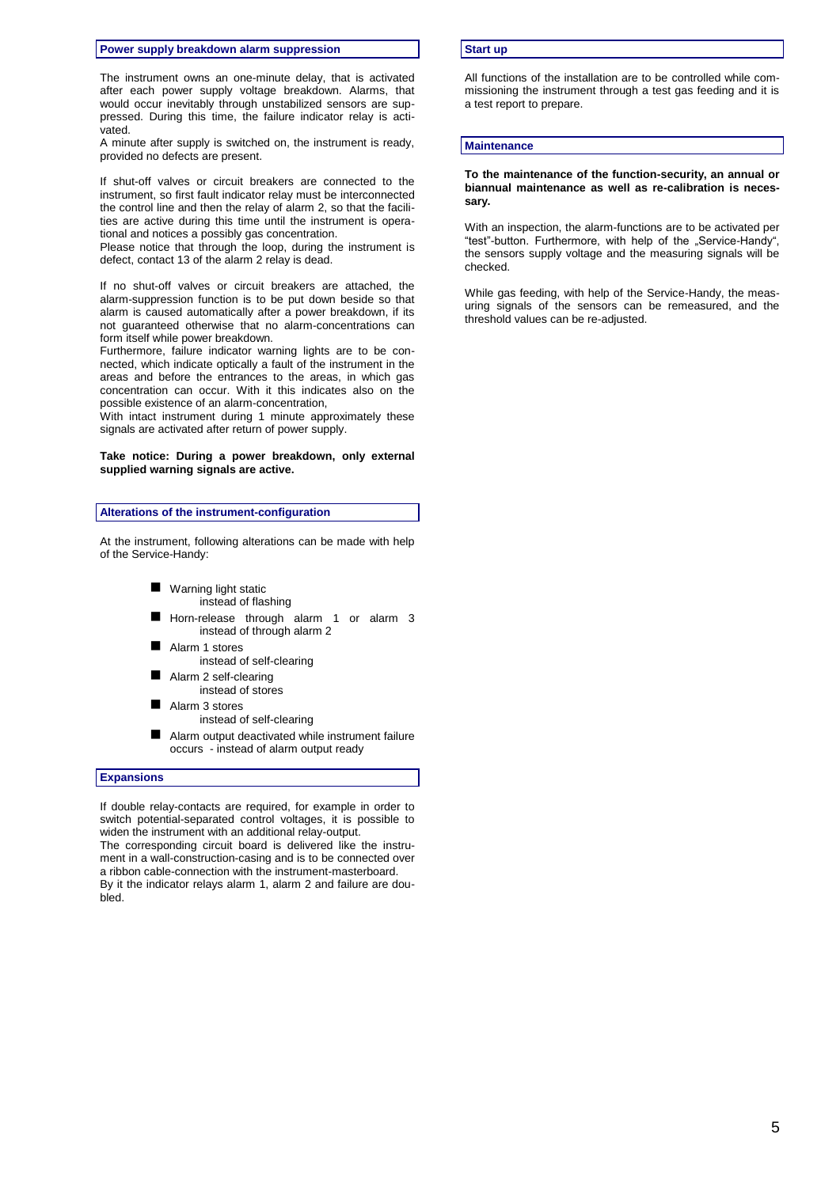## Power supply breakdown alarm suppression

The instrument owns an one-minute delay, that is activated after each power supply voltage breakdown. Alarms, that would occur inevitably through unstabilized sensors are suppressed. During this time, the failure indicator relay is activated.
A minute after supply is switched on, the instrument is ready, provided no defects are present.

If shut-off valves or circuit breakers are connected to the instrument, so first fault indicator relay must be interconnected the control line and then the relay of alarm 2, so that the facilities are active during this time until the instrument is operational and notices a possibly gas concentration.
Please notice that through the loop, during the instrument is defect, contact 13 of the alarm 2 relay is dead.

If no shut-off valves or circuit breakers are attached, the alarm-suppression function is to be put down beside so that alarm is caused automatically after a power breakdown, if its not guaranteed otherwise that no alarm-concentrations can form itself while power breakdown.
Furthermore, failure indicator warning lights are to be connected, which indicate optically a fault of the instrument in the areas and before the entrances to the areas, in which gas concentration can occur. With it this indicates also on the possible existence of an alarm-concentration,
With intact instrument during 1 minute approximately these signals are activated after return of power supply.

**Take notice: During a power breakdown, only external supplied warning signals are active.**

## Alterations of the instrument-configuration

At the instrument, following alterations can be made with help of the Service-Handy:

- Warning light static
  instead of flashing
- Horn-release through alarm 1 or alarm 3
  instead of through alarm 2
- Alarm 1 stores
  instead of self-clearing
- Alarm 2 self-clearing
  instead of stores
- Alarm 3 stores
  instead of self-clearing
- Alarm output deactivated while instrument failure occurs - instead of alarm output ready

## Expansions

If double relay-contacts are required, for example in order to switch potential-separated control voltages, it is possible to widen the instrument with an additional relay-output.
The corresponding circuit board is delivered like the instrument in a wall-construction-casing and is to be connected over a ribbon cable-connection with the instrument-masterboard.
By it the indicator relays alarm 1, alarm 2 and failure are doubled.

## Start up

All functions of the installation are to be controlled while commissioning the instrument through a test gas feeding and it is a test report to prepare.

## Maintenance

**To the maintenance of the function-security, an annual or biannual maintenance as well as re-calibration is necessary.**

With an inspection, the alarm-functions are to be activated per "test"-button. Furthermore, with help of the „Service-Handy", the sensors supply voltage and the measuring signals will be checked.

While gas feeding, with help of the Service-Handy, the measuring signals of the sensors can be remeasured, and the threshold values can be re-adjusted.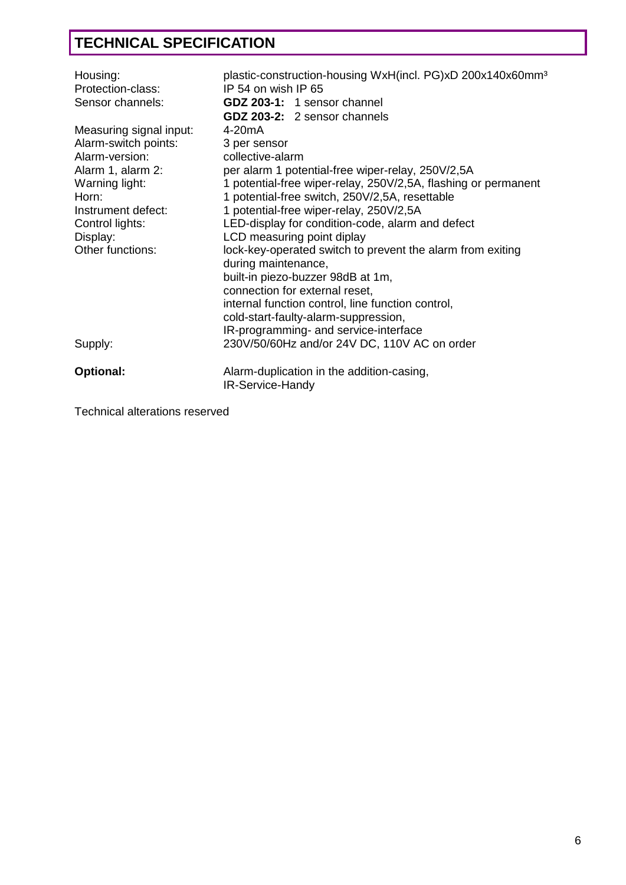# TECHNICAL SPECIFICATION

| | |
|---|---|
| Housing: | plastic-construction-housing WxH(incl. PG)xD 200x140x60mm³ |
| Protection-class: | IP 54 on wish IP 65 |
| Sensor channels: | **GDZ 203-1:** 1 sensor channel |
| | **GDZ 203-2:** 2 sensor channels |
| Measuring signal input: | 4-20mA |
| Alarm-switch points: | 3 per sensor |
| Alarm-version: | collective-alarm |
| Alarm 1, alarm 2: | per alarm 1 potential-free wiper-relay, 250V/2,5A |
| Warning light: | 1 potential-free wiper-relay, 250V/2,5A, flashing or permanent |
| Horn: | 1 potential-free switch, 250V/2,5A, resettable |
| Instrument defect: | 1 potential-free wiper-relay, 250V/2,5A |
| Control lights: | LED-display for condition-code, alarm and defect |
| Display: | LCD measuring point diplay |
| Other functions: | lock-key-operated switch to prevent the alarm from exiting during maintenance, built-in piezo-buzzer 98dB at 1m, connection for external reset, internal function control, line function control, cold-start-faulty-alarm-suppression, IR-programming- and service-interface |
| Supply: | 230V/50/60Hz and/or 24V DC, 110V AC on order |
| **Optional:** | Alarm-duplication in the addition-casing, IR-Service-Handy |

Technical alterations reserved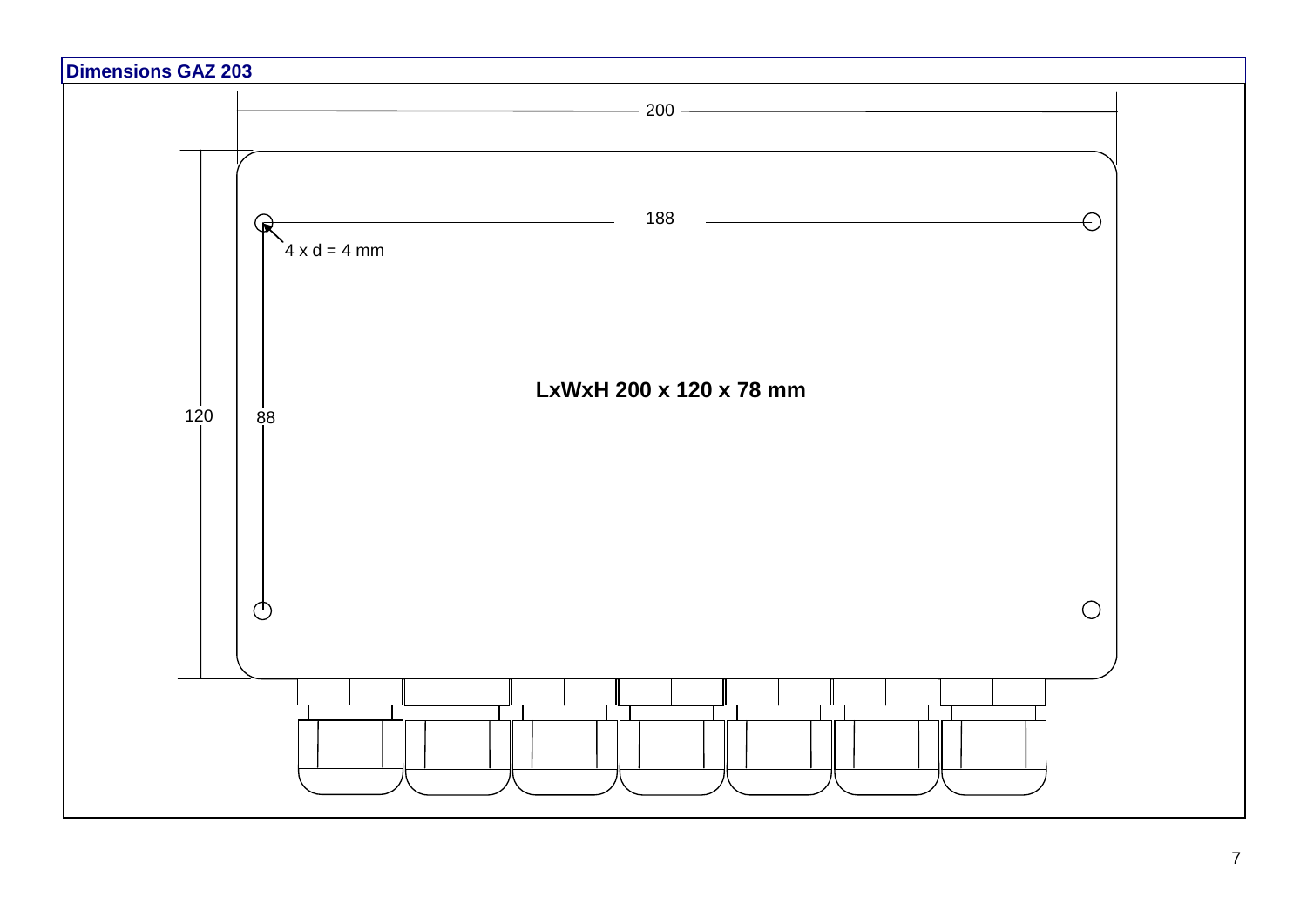## Dimensions GAZ 203

200

188

4 x d = 4 mm

**LxWxH 200 x 120 x 78 mm**

120

88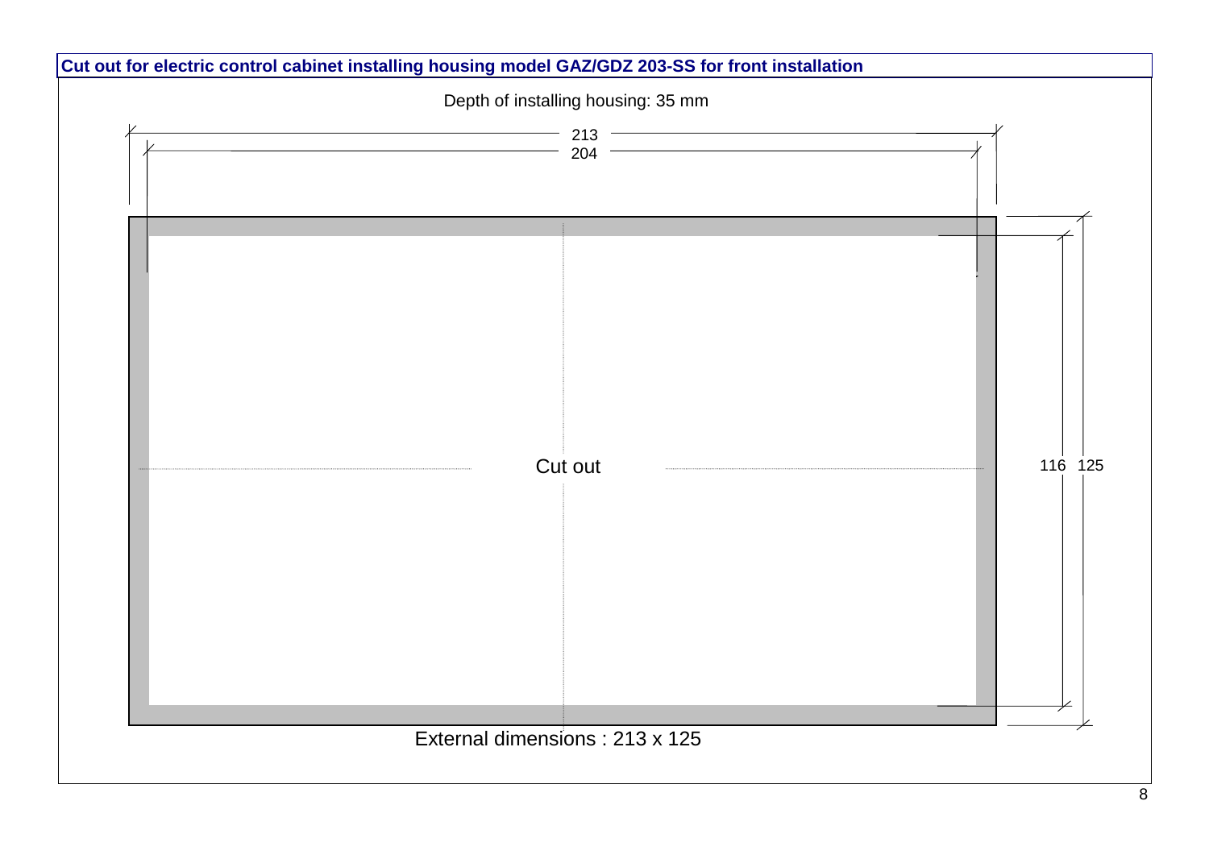# Cut out for electric control cabinet installing housing model GAZ/GDZ 203-SS for front installation

Depth of installing housing: 35 mm

213

204

Cut out

116 125

External dimensions : 213 x 125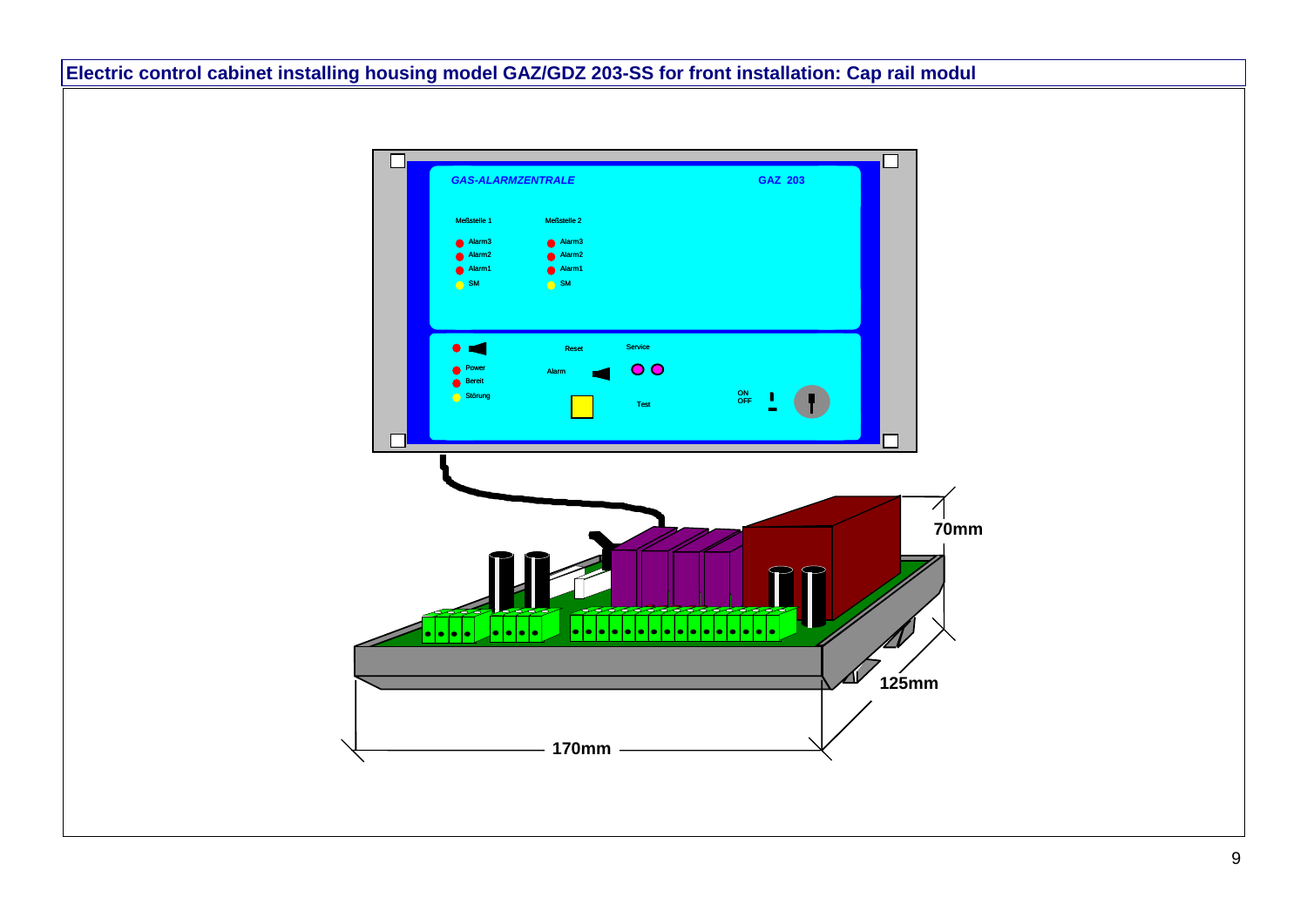## Electric control cabinet installing housing model GAZ/GDZ 203-SS for front installation: Cap rail modul

*GAS-ALARMZENTRALE* GAZ 203

Meßstelle 1: Alarm3, Alarm2, Alarm1, SM

Meßstelle 2: Alarm3, Alarm2, Alarm1, SM

Power, Bereit, Störung

Reset, Alarm, Service, Test

ON OFF

70mm

125mm

170mm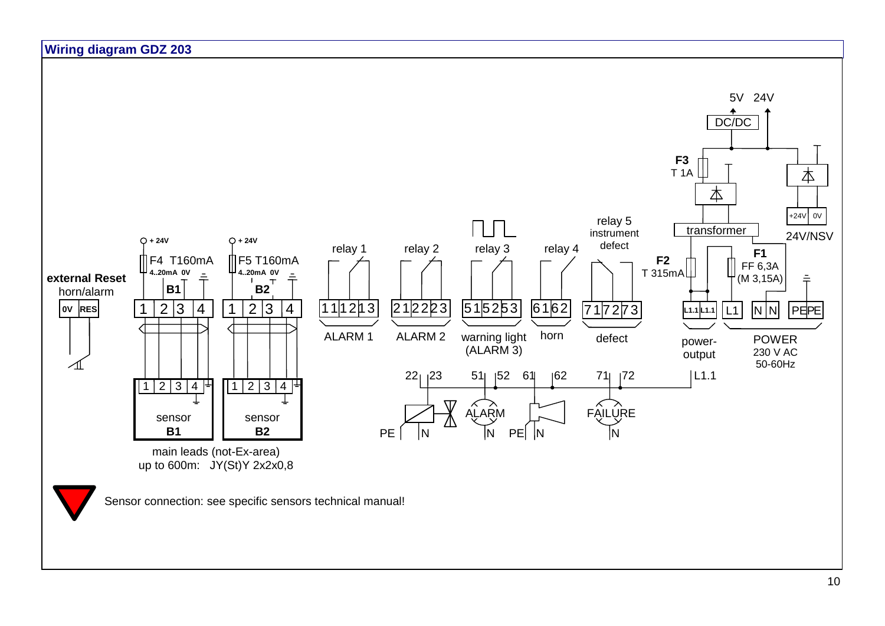## Wiring diagram GDZ 203

5V 24V

DC/DC

F3
T 1A

transformer

+24V 0V

24V/NSV

F1
FF 6,3A
(M 3,15A)

F2
T 315mA

relay 5
instrument
defect

relay 1 relay 2 relay 3 relay 4

+ 24V + 24V

F4 T160mA F5 T160mA

4..20mA 0V 4..20mA 0V

B1 B2

**external Reset**
horn/alarm

0V RES

1 2 3 4 1 2 3 4 11 12 13 21 22 23 51 52 53 61 62 71 72 73 L1.1 L1.1 L1 N N PE PE

ALARM 1 ALARM 2 warning light (ALARM 3) horn defect power-output POWER 230 V AC 50-60Hz

22 23 51 52 61 62 71 72 L1.1

ALARM FAILURE

PE N N PE N N

1 2 3 4 1 2 3 4

sensor **B1** sensor **B2**

main leads (not-Ex-area)
up to 600m: JY(St)Y 2x2x0,8

Sensor connection: see specific sensors technical manual!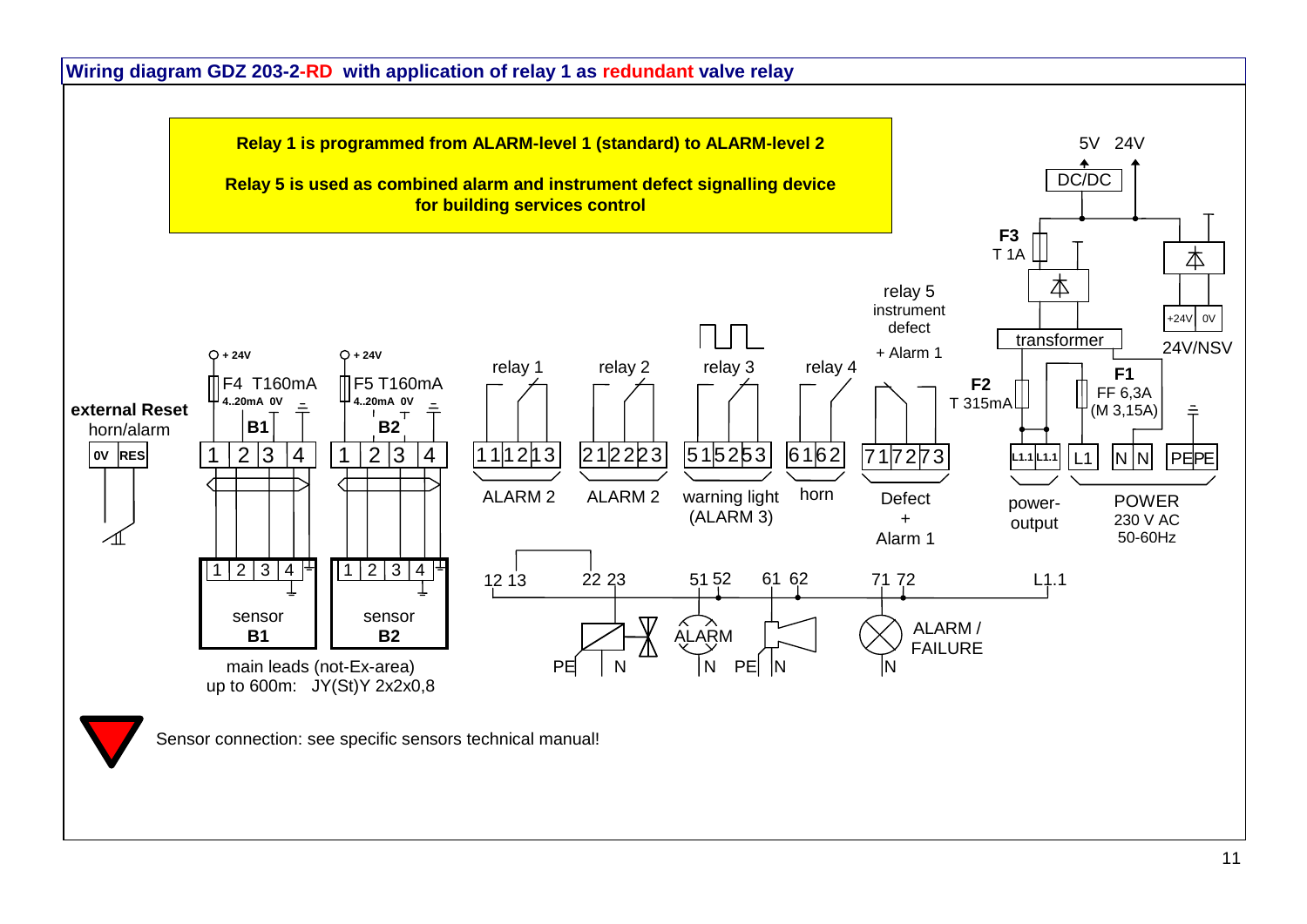## Wiring diagram GDZ 203-2-RD with application of relay 1 as redundant valve relay

**Relay 1 is programmed from ALARM-level 1 (standard) to ALARM-level 2**

**Relay 5 is used as combined alarm and instrument defect signalling device for building services control**

**external Reset** horn/alarm: 0V | RES

Sensor B1: + 24V, F4 T160mA, 4..20mA, 0V, terminals 1 | 2 | 3 | 4

Sensor B2: + 24V, F5 T160mA, 4..20mA, 0V, terminals 1 | 2 | 3 | 4

sensor **B1** (1 | 2 | 3 | 4), sensor **B2** (1 | 2 | 3 | 4)

main leads (not-Ex-area) up to 600m: JY(St)Y 2x2x0,8

| Relay | Terminals | Function |
|---|---|---|
| relay 1 | 11 12 13 | ALARM 2 |
| relay 2 | 21 22 23 | ALARM 2 |
| relay 3 | 51 52 53 | warning light (ALARM 3) |
| relay 4 | 61 62 | horn |
| relay 5 instrument defect + Alarm 1 | 71 72 73 | Defect + Alarm 1 |

power-output: L1.1 | L1.1

POWER 230 V AC 50-60Hz: L1 | N | N | PE | PE

F1 FF 6,3A (M 3,15A); F2 T 315mA; F3 T 1A; transformer; DC/DC 5V 24V; +24V 0V 24V/NSV

Field connections: 12 13, 22 23, 51 52, 61 62, 71 72, L1.1; PE, N; ALARM N; PE N; ALARM / FAILURE N

Sensor connection: see specific sensors technical manual!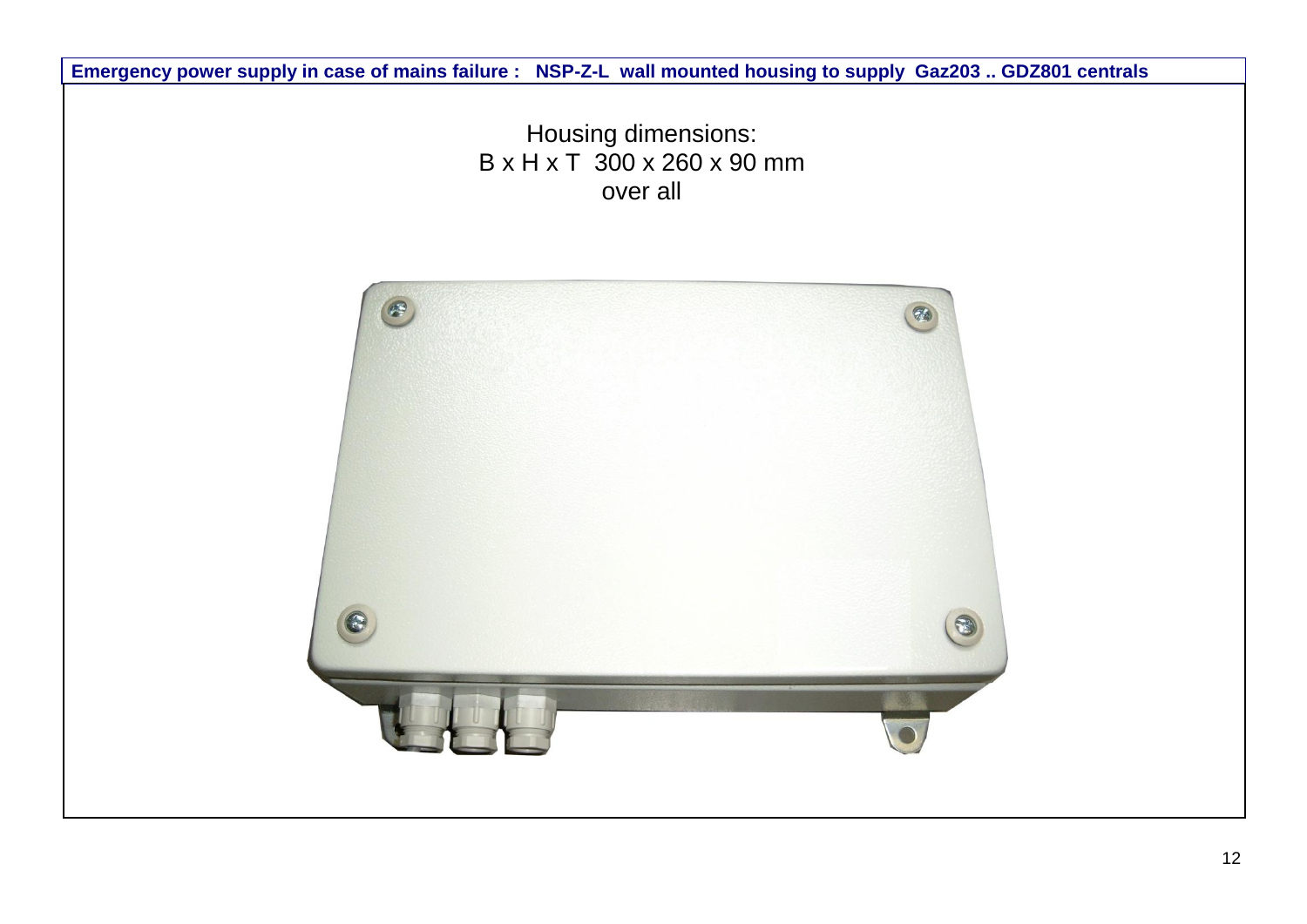**Emergency power supply in case of mains failure : NSP-Z-L wall mounted housing to supply Gaz203 .. GDZ801 centrals**

Housing dimensions:
B x H x T 300 x 260 x 90 mm
over all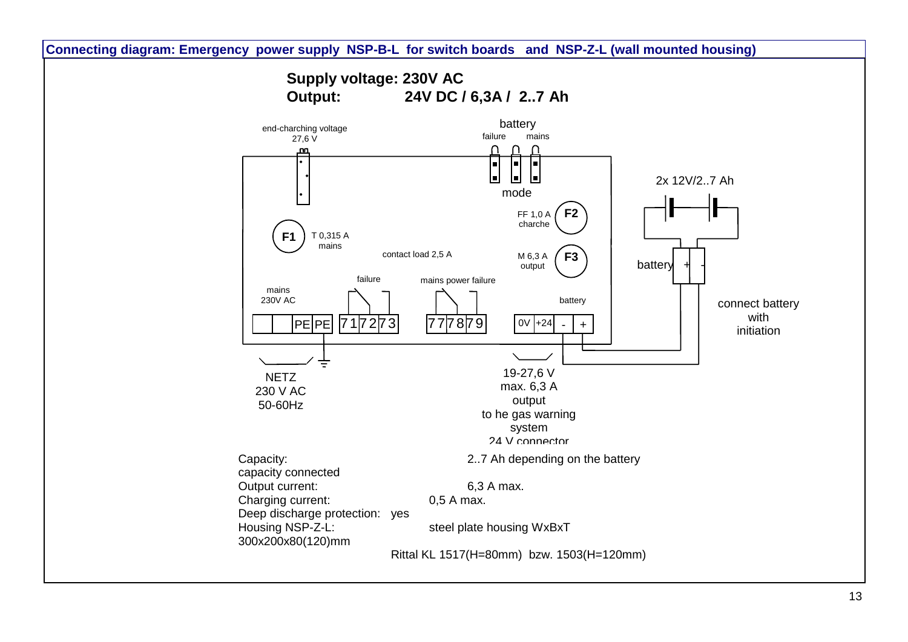# Connecting diagram: Emergency power supply NSP-B-L for switch boards and NSP-Z-L (wall mounted housing)

**Supply voltage: 230V AC**
**Output: 24V DC / 6,3A / 2..7 Ah**

end-charching voltage
27,6 V

battery
failure mains

mode

2x 12V/2..7 Ah

FF 1,0 A
charche
F2

F1
T 0,315 A
mains

contact load 2,5 A

M 6,3 A
output
F3

battery + -

failure

mains power failure

mains
230V AC

battery

connect battery
with
initiation

PE PE 71 72 73 77 78 79 0V +24 - +

NETZ
230 V AC
50-60Hz

19-27,6 V
max. 6,3 A
output
to he gas warning
system
24 V connector

Capacity: 2..7 Ah depending on the battery
capacity connected
Output current: 6,3 A max.
Charging current: 0,5 A max.
Deep discharge protection: yes
Housing NSP-Z-L: steel plate housing WxBxT
300x200x80(120)mm
Rittal KL 1517(H=80mm) bzw. 1503(H=120mm)